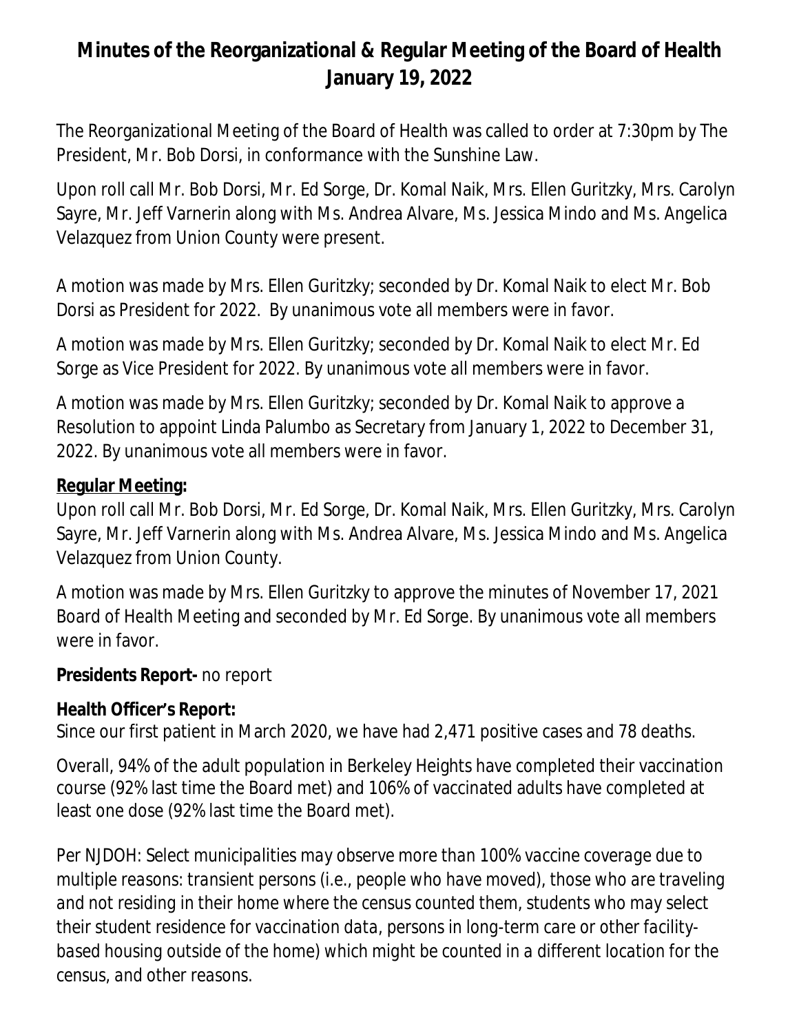# Minutes of the Reorganizational & Regular Meeting of the Board of Health January 19, 2022

The Reorganizational Meeting of the Board of Health was called to order at 7:30pm by The President, Mr. Bob Dorsi, in conformance with the Sunshine Law.

Upon roll call Mr. Bob Dorsi, Mr. Ed Sorge, Dr. Komal Naik, Mrs. Ellen Guritzky, Mrs. Carolyn Sayre, Mr. Jeff Varnerin along with Ms. Andrea Alvare, Ms. Jessica Mindo and Ms. Angelica Velazquez from Union County were present.

A motion was made by Mrs. Ellen Guritzky; seconded by Dr. Komal Naik to elect Mr. Bob Dorsi as President for 2022. By unanimous vote all members were in favor.

A motion was made by Mrs. Ellen Guritzky; seconded by Dr. Komal Naik to elect Mr. Ed Sorge as Vice President for 2022. By unanimous vote all members were in favor.

A motion was made by Mrs. Ellen Guritzky; seconded by Dr. Komal Naik to approve a Resolution to appoint Linda Palumbo as Secretary from January 1, 2022 to December 31, 2022. By unanimous vote all members were in favor.

**Regular Meeting:**

Upon roll call Mr. Bob Dorsi, Mr. Ed Sorge, Dr. Komal Naik, Mrs. Ellen Guritzky, Mrs. Carolyn Sayre, Mr. Jeff Varnerin along with Ms. Andrea Alvare, Ms. Jessica Mindo and Ms. Angelica Velazquez from Union County.

A motion was made by Mrs. Ellen Guritzky to approve the minutes of November 17, 2021 Board of Health Meeting and seconded by Mr. Ed Sorge. By unanimous vote all members were in favor.

**Presidents Report-** no report

**Health Officer's Report:**

Since our first patient in March 2020, we have had 2,471 positive cases and 78 deaths.

Overall, 94% of the adult population in Berkeley Heights have completed their vaccination course (92% last time the Board met) and 106% of vaccinated adults have completed at least one dose (92% last time the Board met).

*Per NJDOH: Select municipalities may observe more than 100% vaccine coverage due to multiple reasons: transient persons (i.e., people who have moved), those who are traveling and not residing in their home where the census counted them, students who may select their student residence for vaccination data, persons in long-term care or other facility-based housing outside of the home) which might be counted in a different location for the census, and other reasons.*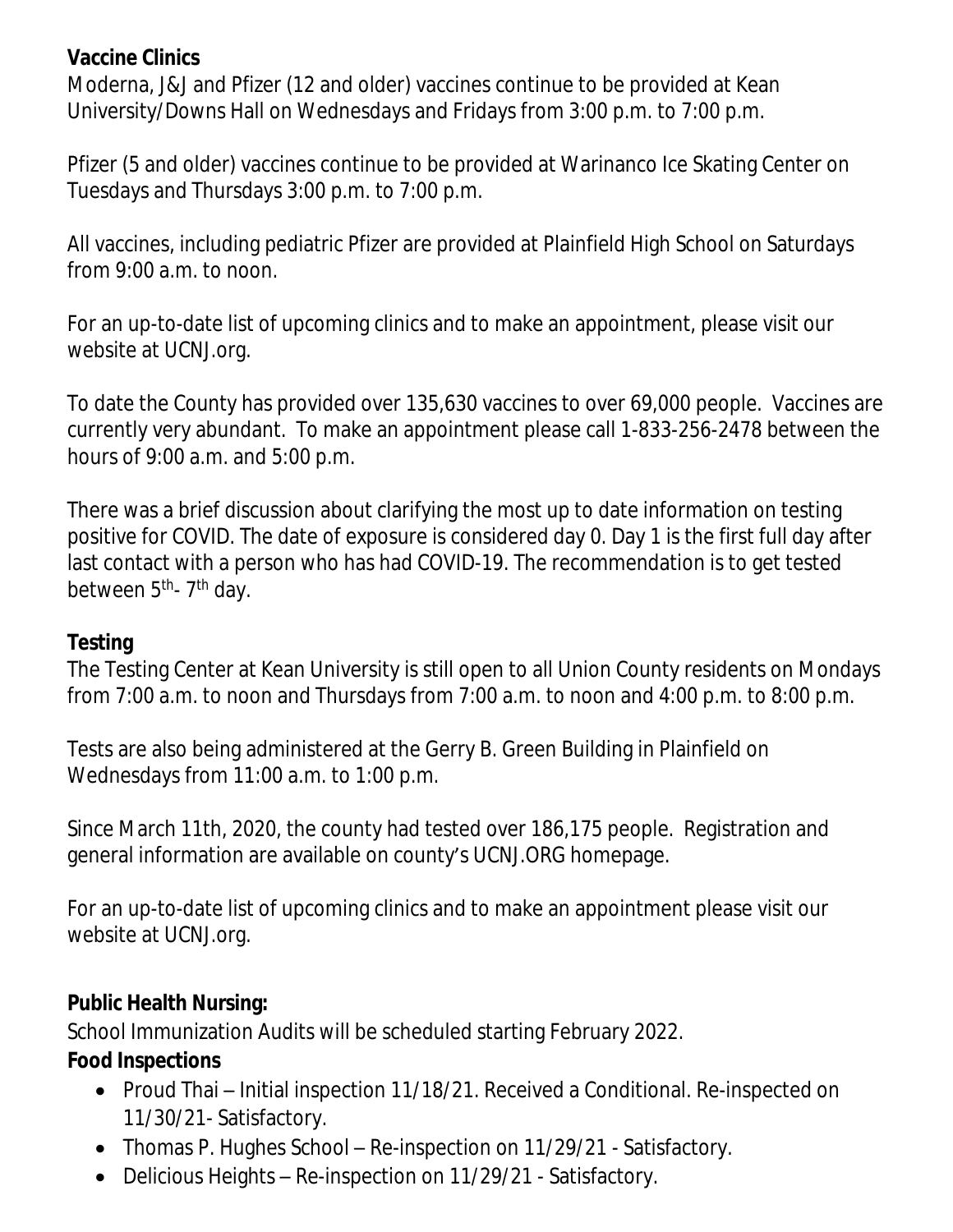**Vaccine Clinics**

Moderna, J&J and Pfizer (12 and older) vaccines continue to be provided at Kean University/Downs Hall on Wednesdays and Fridays from 3:00 p.m. to 7:00 p.m.

Pfizer (5 and older) vaccines continue to be provided at Warinanco Ice Skating Center on Tuesdays and Thursdays 3:00 p.m. to 7:00 p.m.

All vaccines, including pediatric Pfizer are provided at Plainfield High School on Saturdays from 9:00 a.m. to noon.

For an up-to-date list of upcoming clinics and to make an appointment, please visit our website at UCNJ.org.

To date the County has provided over 135,630 vaccines to over 69,000 people. Vaccines are currently very abundant. To make an appointment please call 1-833-256-2478 between the hours of 9:00 a.m. and 5:00 p.m.

There was a brief discussion about clarifying the most up to date information on testing positive for COVID. The date of exposure is considered day 0. Day 1 is the first full day after last contact with a person who has had COVID-19. The recommendation is to get tested between 5th- 7th day.

**Testing**

The Testing Center at Kean University is still open to all Union County residents on Mondays from 7:00 a.m. to noon and Thursdays from 7:00 a.m. to noon and 4:00 p.m. to 8:00 p.m.

Tests are also being administered at the Gerry B. Green Building in Plainfield on Wednesdays from 11:00 a.m. to 1:00 p.m.

Since March 11th, 2020, the county had tested over 186,175 people. Registration and general information are available on county's UCNJ.ORG homepage.

For an up-to-date list of upcoming clinics and to make an appointment please visit our website at UCNJ.org.

**Public Health Nursing:**

School Immunization Audits will be scheduled starting February 2022.

**Food Inspections**

- Proud Thai – Initial inspection 11/18/21. Received a Conditional. Re-inspected on 11/30/21- Satisfactory.
- Thomas P. Hughes School – Re-inspection on 11/29/21 - Satisfactory.
- Delicious Heights – Re-inspection on 11/29/21 - Satisfactory.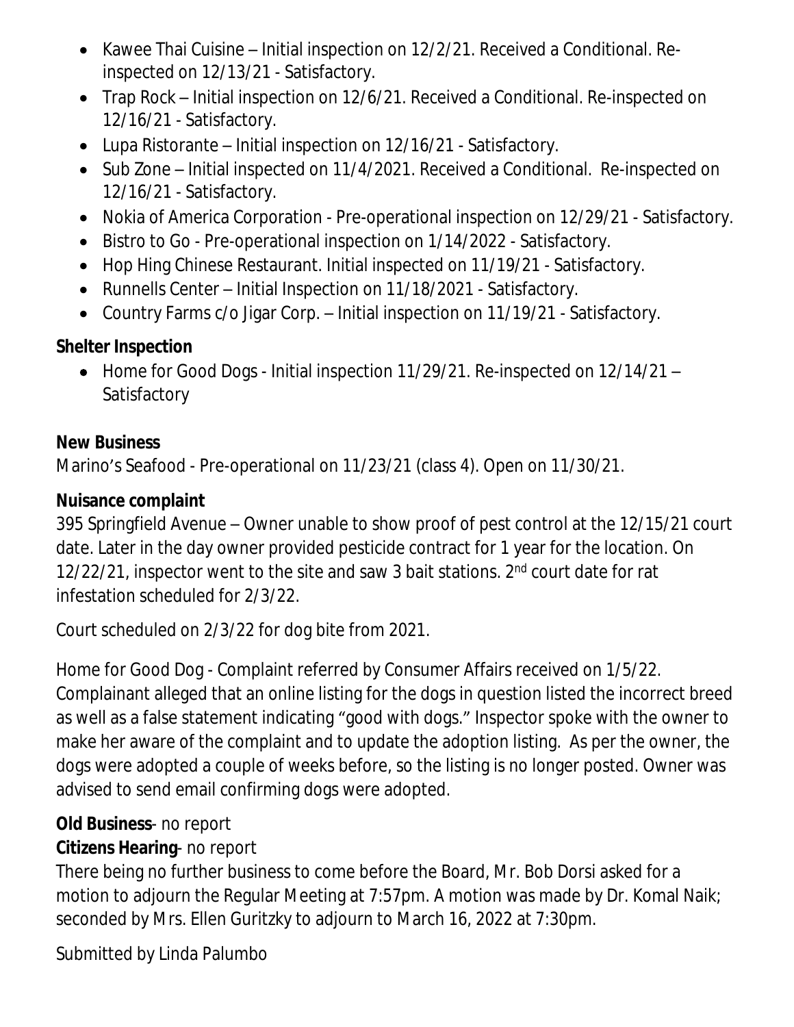- Kawee Thai Cuisine – Initial inspection on 12/2/21. Received a Conditional. Re-inspected on 12/13/21 - Satisfactory.
- Trap Rock – Initial inspection on 12/6/21. Received a Conditional. Re-inspected on 12/16/21 - Satisfactory.
- Lupa Ristorante – Initial inspection on 12/16/21 - Satisfactory.
- Sub Zone – Initial inspected on 11/4/2021. Received a Conditional. Re-inspected on 12/16/21 - Satisfactory.
- Nokia of America Corporation - Pre-operational inspection on 12/29/21 - Satisfactory.
- Bistro to Go - Pre-operational inspection on 1/14/2022 - Satisfactory.
- Hop Hing Chinese Restaurant. Initial inspected on 11/19/21 - Satisfactory.
- Runnells Center – Initial Inspection on 11/18/2021 - Satisfactory.
- Country Farms c/o Jigar Corp. – Initial inspection on 11/19/21 - Satisfactory.

**Shelter Inspection**

- Home for Good Dogs - Initial inspection 11/29/21. Re-inspected on 12/14/21 – Satisfactory

**New Business**

Marino's Seafood - Pre-operational on 11/23/21 (class 4). Open on 11/30/21.

**Nuisance complaint**

395 Springfield Avenue – Owner unable to show proof of pest control at the 12/15/21 court date. Later in the day owner provided pesticide contract for 1 year for the location. On 12/22/21, inspector went to the site and saw 3 bait stations. 2nd court date for rat infestation scheduled for 2/3/22.

Court scheduled on 2/3/22 for dog bite from 2021.

Home for Good Dog - Complaint referred by Consumer Affairs received on 1/5/22. Complainant alleged that an online listing for the dogs in question listed the incorrect breed as well as a false statement indicating "good with dogs." Inspector spoke with the owner to make her aware of the complaint and to update the adoption listing. As per the owner, the dogs were adopted a couple of weeks before, so the listing is no longer posted. Owner was advised to send email confirming dogs were adopted.

**Old Business**- no report

**Citizens Hearing**- no report

There being no further business to come before the Board, Mr. Bob Dorsi asked for a motion to adjourn the Regular Meeting at 7:57pm. A motion was made by Dr. Komal Naik; seconded by Mrs. Ellen Guritzky to adjourn to March 16, 2022 at 7:30pm.

Submitted by Linda Palumbo